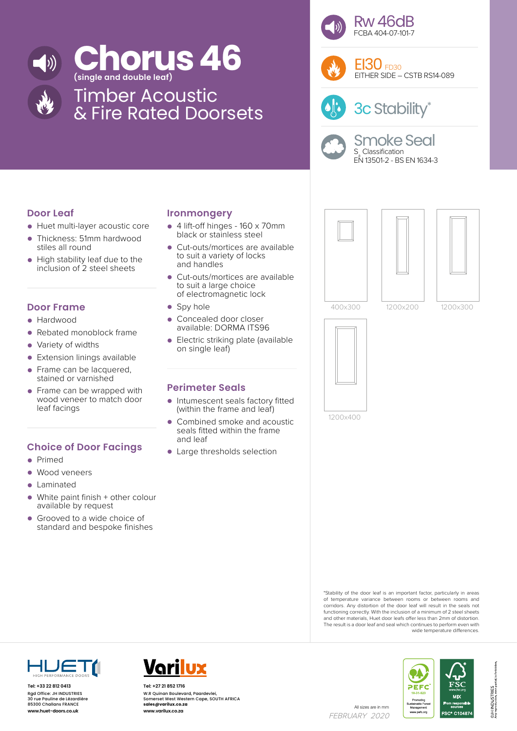# Chorus 46

**(single and double leaf)**

## Timber Acoustic & Fire Rated Doorsets

**Rw 46dB**
FCBA 404-07-101-7

**EI30** FD30
EITHER SIDE – CSTB RS14-089

**3c Stability***

**Smoke Seal**
$S_a$ Classification
EN 13501-2 - BS EN 1634-3

### Door Leaf

- Huet multi-layer acoustic core
- Thickness: 51mm hardwood stiles all round
- High stability leaf due to the inclusion of 2 steel sheets

### Door Frame

- Hardwood
- Rebated monoblock frame
- Variety of widths
- Extension linings available
- Frame can be lacquered, stained or varnished
- Frame can be wrapped with wood veneer to match door leaf facings

### Choice of Door Facings

- Primed
- Wood veneers
- Laminated
- White paint finish + other colour available by request
- Grooved to a wide choice of standard and bespoke finishes

### Ironmongery

- 4 lift-off hinges - 160 x 70mm black or stainless steel
- Cut-outs/mortices are available to suit a variety of locks and handles
- Cut-outs/mortices are available to suit a large choice of electromagnetic lock
- Spy hole
- Concealed door closer available: DORMA ITS96
- Electric striking plate (available on single leaf)

### Perimeter Seals

- Intumescent seals factory fitted (within the frame and leaf)
- Combined smoke and acoustic seals fitted within the frame and leaf
- Large thresholds selection

400x300

1200x200

1200x300

1200x400

*Stability of the door leaf is an important factor, particularly in areas of temperature variance between rooms or between rooms and corridors. Any distortion of the door leaf will result in the seals not functioning correctly. With the inclusion of a minimum of 2 steel sheets and other materials, Huet door leafs offer less than 2mm of distortion. The result is a door leaf and seal which continues to perform even with wide temperature differences.

HUET HIGH PERFORMANCE DOORS
**Tel: +33 22 812 0413**
Rgd Office: JH INDUSTRIES
30 rue Pauline de Lézardière
85300 Challans FRANCE
**www.huet-doors.co.uk**

Varilux
**Tel: +27 21 852 1716**
W.R Quinan Boulevard, Paardevlei,
Somerset West Western Cape, SOUTH AFRICA
**sales@varilux.co.za**
**www.varilux.co.za**

All sizes are in mm

*FEBRUARY 2020*

PEFC 10-31-523 Promoting Sustainable Forest Management www.pefc.org

FSC www.fsc.org MIX From responsible sources FSC® C104874

©JH INDUSTRIES Any reproduction, even partial, is forbidden.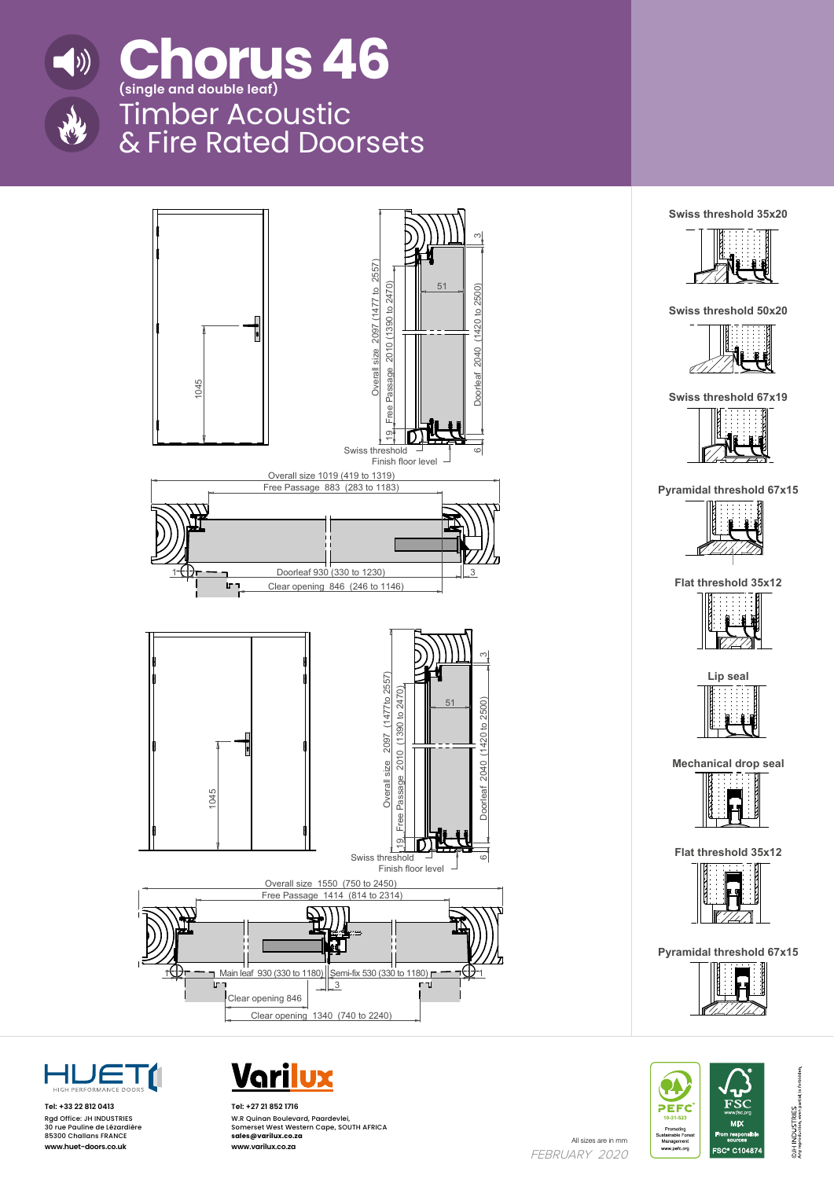# Chorus 46

(single and double leaf)

## Timber Acoustic & Fire Rated Doorsets

1045

Overall size 2097 (1477 to 2557)

Free Passage 2010 (1390 to 2470)

19

51

3

Doorleaf 2040 (1420 to 2500)

6

Swiss threshold

Finish floor level

Overall size 1019 (419 to 1319)

Free Passage 883 (283 to 1183)

1

Doorleaf 930 (330 to 1230)

3

Clear opening 846 (246 to 1146)

1045

Overall size 2097 (1477to 2557)

Free Passage 2010 (1390 to 2470)

19

51

3

Doorleaf 2040 (1420 to 2500)

6

Swiss threshold

Finish floor level

Overall size 1550 (750 to 2450)

Free Passage 1414 (814 to 2314)

1

Main leaf 930 (330 to 1180)

Semi-fix 530 (330 to 1180)

1

3

Clear opening 846

Clear opening 1340 (740 to 2240)

**Swiss threshold 35x20**

**Swiss threshold 50x20**

**Swiss threshold 67x19**

**Pyramidal threshold 67x15**

**Flat threshold 35x12**

**Lip seal**

**Mechanical drop seal**

**Flat threshold 35x12**

**Pyramidal threshold 67x15**

HUET HIGH PERFORMANCE DOORS

**Tel: +33 22 812 0413**

Rgd Office: JH INDUSTRIES
30 rue Pauline de Lézardière
85300 Challans FRANCE
**www.huet-doors.co.uk**

Varilux

**Tel: +27 21 852 1716**

W.R Quinan Boulevard, Paardevlei,
Somerset West Western Cape, SOUTH AFRICA
**sales@varilux.co.za**
**www.varilux.co.za**

All sizes are in mm

*FEBRUARY 2020*

PEFC 10-31-523 Promoting Sustainable Forest Management www.pefc.org

FSC www.fsc.org MIX From responsible sources FSC® C104874

©JH INDUSTRIES Any reproduction, even partial, is forbidden.